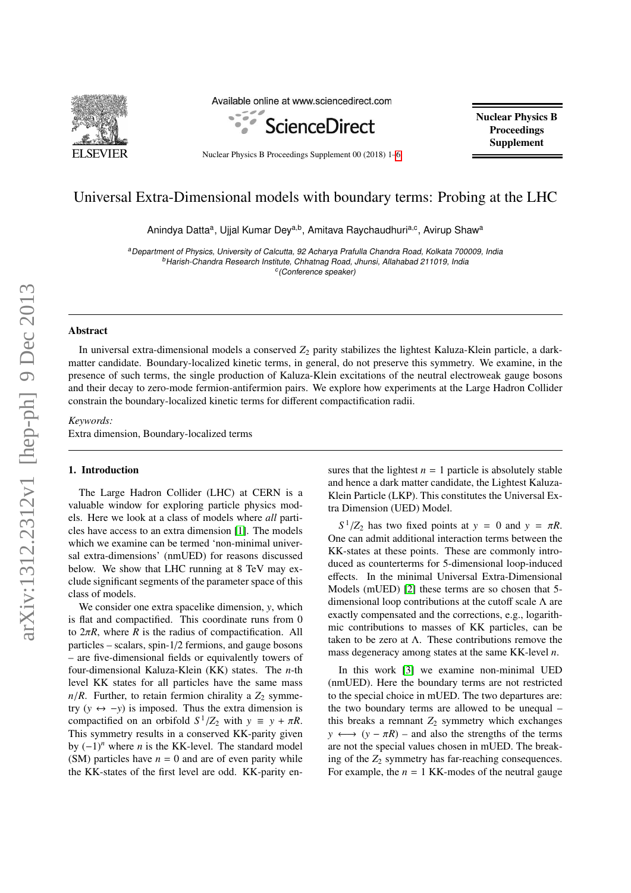# Universal Extra-Dimensional models with boundary terms: Probing at the LHC

Anindya Datta[a], Ujjal Kumar Dey[a,b], Amitava Raychaudhuri[a,c], Avirup Shaw[a]

[a]*Department of Physics, University of Calcutta, 92 Acharya Prafulla Chandra Road, Kolkata 700009, India*
[b]*Harish-Chandra Research Institute, Chhatnag Road, Jhunsi, Allahabad 211019, India*
[c]*(Conference speaker)*

---

## Abstract

In universal extra-dimensional models a conserved $Z_2$ parity stabilizes the lightest Kaluza-Klein particle, a dark-matter candidate. Boundary-localized kinetic terms, in general, do not preserve this symmetry. We examine, in the presence of such terms, the single production of Kaluza-Klein excitations of the neutral electroweak gauge bosons and their decay to zero-mode fermion-antifermion pairs. We explore how experiments at the Large Hadron Collider constrain the boundary-localized kinetic terms for different compactification radii.

*Keywords:*
Extra dimension, Boundary-localized terms

---

## 1. Introduction

The Large Hadron Collider (LHC) at CERN is a valuable window for exploring particle physics models. Here we look at a class of models where *all* particles have access to an extra dimension [1]. The models which we examine can be termed 'non-minimal universal extra-dimensions' (nmUED) for reasons discussed below. We show that LHC running at 8 TeV may exclude significant segments of the parameter space of this class of models.

We consider one extra spacelike dimension, $y$, which is flat and compactified. This coordinate runs from 0 to $2\pi R$, where $R$ is the radius of compactification. All particles – scalars, spin-1/2 fermions, and gauge bosons – are five-dimensional fields or equivalently towers of four-dimensional Kaluza-Klein (KK) states. The $n$-th level KK states for all particles have the same mass $n/R$. Further, to retain fermion chirality a $Z_2$ symmetry ($y \leftrightarrow -y$) is imposed. Thus the extra dimension is compactified on an orbifold $S^1/Z_2$ with $y \equiv y + \pi R$. This symmetry results in a conserved KK-parity given by $(-1)^n$ where $n$ is the KK-level. The standard model (SM) particles have $n = 0$ and are of even parity while the KK-states of the first level are odd. KK-parity ensures that the lightest $n = 1$ particle is absolutely stable and hence a dark matter candidate, the Lightest Kaluza-Klein Particle (LKP). This constitutes the Universal Extra Dimension (UED) Model.

$S^1/Z_2$ has two fixed points at $y = 0$ and $y = \pi R$. One can admit additional interaction terms between the KK-states at these points. These are commonly introduced as counterterms for 5-dimensional loop-induced effects. In the minimal Universal Extra-Dimensional Models (mUED) [2] these terms are so chosen that 5-dimensional loop contributions at the cutoff scale $\Lambda$ are exactly compensated and the corrections, e.g., logarithmic contributions to masses of KK particles, can be taken to be zero at $\Lambda$. These contributions remove the mass degeneracy among states at the same KK-level $n$.

In this work [3] we examine non-minimal UED (nmUED). Here the boundary terms are not restricted to the special choice in mUED. The two departures are: the two boundary terms are allowed to be unequal – this breaks a remnant $Z_2$ symmetry which exchanges $y \longleftrightarrow (y - \pi R)$ – and also the strengths of the terms are not the special values chosen in mUED. The breaking of the $Z_2$ symmetry has far-reaching consequences. For example, the $n = 1$ KK-modes of the neutral gauge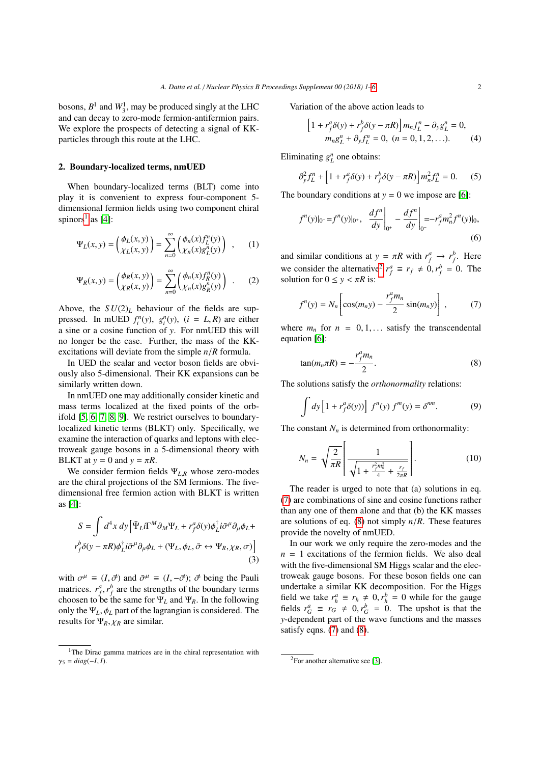bosons, $B^1$ and $W_3^1$, may be produced singly at the LHC and can decay to zero-mode fermion-antifermion pairs. We explore the prospects of detecting a signal of KK-particles through this route at the LHC.

## 2. Boundary-localized terms, nmUED

When boundary-localized terms (BLT) come into play it is convenient to express four-component 5-dimensional fermion fields using two component chiral spinors[1] as [4]:

$$\Psi_L(x,y) = \begin{pmatrix} \phi_L(x,y) \\ \chi_L(x,y) \end{pmatrix} = \sum_{n=0}^{\infty} \begin{pmatrix} \phi_n(x) f_L^n(y) \\ \chi_n(x) g_L^n(y) \end{pmatrix} \quad , \qquad (1)$$

$$\Psi_R(x,y) = \begin{pmatrix} \phi_R(x,y) \\ \chi_R(x,y) \end{pmatrix} = \sum_{n=0}^{\infty} \begin{pmatrix} \phi_n(x) f_R^n(y) \\ \chi_n(x) g_R^n(y) \end{pmatrix} \quad . \qquad (2)$$

Above, the $SU(2)_L$ behaviour of the fields are suppressed. In mUED $f_i^n(y)$, $g_i^n(y)$, $(i = L, R)$ are either a sine or a cosine function of $y$. For nmUED this will no longer be the case. Further, the mass of the KK-excitations will deviate from the simple $n/R$ formula.

In UED the scalar and vector boson fields are obviously also 5-dimensional. Their KK expansions can be similarly written down.

In nmUED one may additionally consider kinetic and mass terms localized at the fixed points of the orbifold [5, 6, 7, 8, 9]. We restrict ourselves to boundary-localized kinetic terms (BLKT) only. Specifically, we examine the interaction of quarks and leptons with electroweak gauge bosons in a 5-dimensional theory with BLKT at $y = 0$ and $y = \pi R$.

We consider fermion fields $\Psi_{L,R}$ whose zero-modes are the chiral projections of the SM fermions. The five-dimensional free fermion action with BLKT is written as [4]:

$$S = \int d^4x\, dy \Big[ \bar\Psi_L i\Gamma^M \partial_M \Psi_L + r_f^a \delta(y) \phi_L^\dagger i\bar\sigma^\mu \partial_\mu \phi_L +$$
$$r_f^b \delta(y - \pi R) \phi_L^\dagger i\bar\sigma^\mu \partial_\mu \phi_L + (\Psi_L, \phi_L, \bar\sigma \leftrightarrow \Psi_R, \chi_R, \sigma) \Big] \qquad (3)$$

with $\sigma^\mu \equiv (I, \vec\sigma)$ and $\bar\sigma^\mu \equiv (I, -\vec\sigma)$; $\vec\sigma$ being the Pauli matrices. $r_f^a, r_f^b$ are the strengths of the boundary terms choosen to be the same for $\Psi_L$ and $\Psi_R$. In the following only the $\Psi_L, \phi_L$ part of the lagrangian is considered. The results for $\Psi_R, \chi_R$ are similar.

Variation of the above action leads to

$$\Big[1 + r_f^a \delta(y) + r_f^b \delta(y - \pi R)\Big] m_n f_L^n - \partial_y g_L^n = 0,$$
$$m_n g_L^n + \partial_y f_L^n = 0, \ (n = 0, 1, 2, \ldots). \qquad (4)$$

Eliminating $g_L^n$ one obtains:

$$\partial_y^2 f_L^n + \Big[1 + r_f^a \delta(y) + r_f^b \delta(y - \pi R)\Big] m_n^2 f_L^n = 0. \qquad (5)$$

The boundary conditions at $y = 0$ we impose are [6]:

$$f^n(y)|_{0^-} = f^n(y)|_{0^+}, \quad \left.\frac{df^n}{dy}\right|_{0^+} - \left.\frac{df^n}{dy}\right|_{0^-} = -r_f^a m_n^2 f^n(y)|_0, \qquad (6)$$

and similar conditions at $y = \pi R$ with $r_f^a \to r_f^b$. Here we consider the alternative[2] $r_f^a \equiv r_f \neq 0, r_f^b = 0$. The solution for $0 \leq y < \pi R$ is:

$$f^n(y) = N_n \left[ \cos(m_n y) - \frac{r_f^a m_n}{2} \sin(m_n y) \right] , \qquad (7)$$

where $m_n$ for $n = 0, 1, \ldots$ satisfy the transcendental equation [6]:

$$\tan(m_n \pi R) = -\frac{r_f^a m_n}{2}. \qquad (8)$$

The solutions satisfy the *orthonormality* relations:

$$\int dy \left[1 + r_f^a \delta(y)\right] f^n(y)\, f^m(y) = \delta^{nm}. \qquad (9)$$

The constant $N_n$ is determined from orthonormality:

$$N_n = \sqrt{\frac{2}{\pi R}} \left[ \frac{1}{\sqrt{1 + \frac{r_f^2 m_n^2}{4} + \frac{r_f}{2\pi R}}} \right]. \qquad (10)$$

The reader is urged to note that (a) solutions in eq. (7) are combinations of sine and cosine functions rather than any one of them alone and that (b) the KK masses are solutions of eq. (8) not simply $n/R$. These features provide the novelty of nmUED.

In our work we only require the zero-modes and the $n = 1$ excitations of the fermion fields. We also deal with the five-dimensional SM Higgs scalar and the electroweak gauge bosons. For these boson fields one can undertake a similar KK decomposition. For the Higgs field we take $r_h^a \equiv r_h \neq 0, r_h^b = 0$ while for the gauge fields $r_G^a \equiv r_G \neq 0, r_G^b = 0$. The upshot is that the $y$-dependent part of the wave functions and the masses satisfy eqns. (7) and (8).

---

[1] The Dirac gamma matrices are in the chiral representation with $\gamma_5 = diag(-I, I)$.

[2] For another alternative see [3].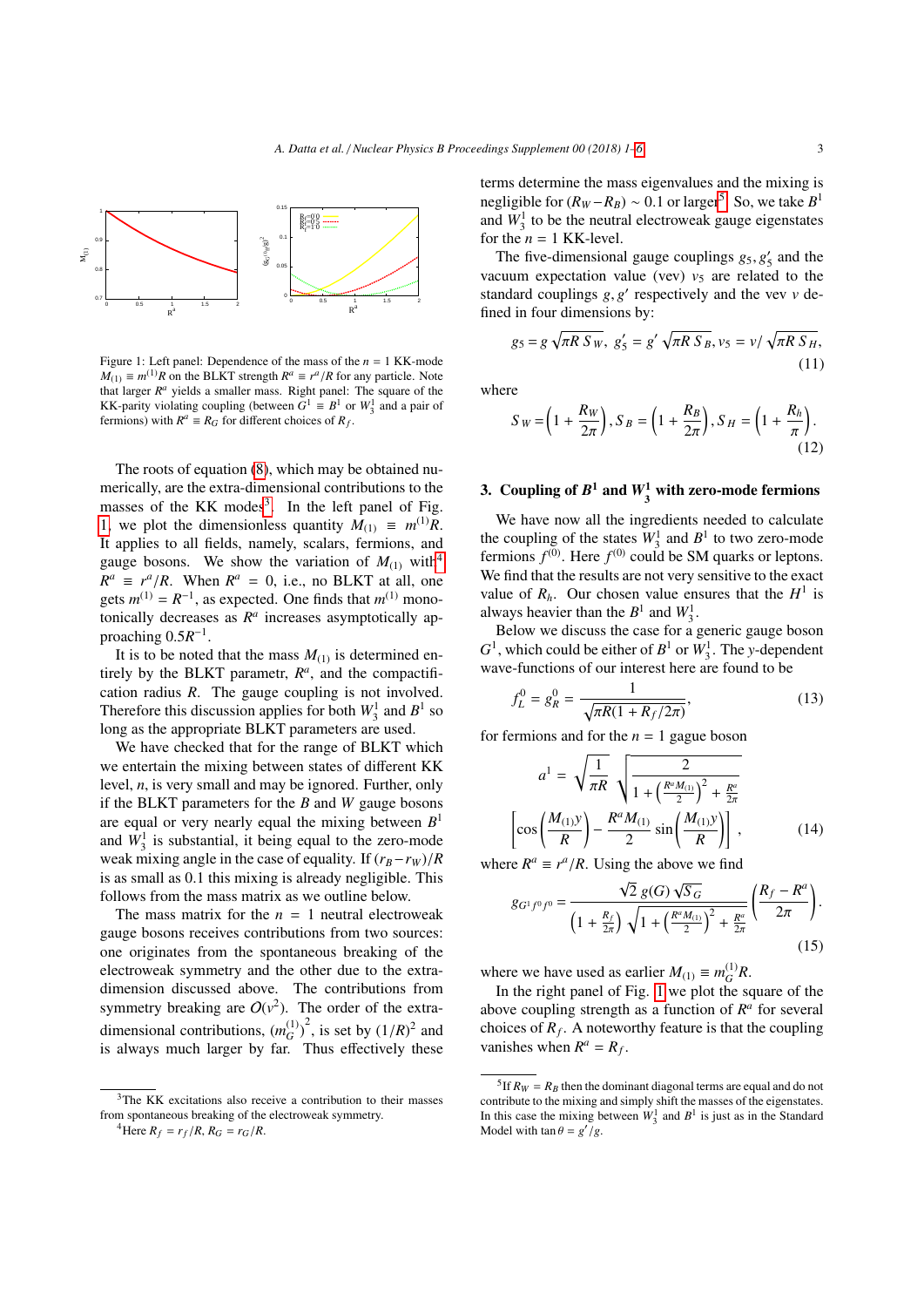Figure 1: Left panel: Dependence of the mass of the $n = 1$ KK-mode $M_{(1)} \equiv m^{(1)}R$ on the BLKT strength $R^a \equiv r^a/R$ for any particle. Note that larger $R^a$ yields a smaller mass. Right panel: The square of the KK-parity violating coupling (between $G^1 \equiv B^1$ or $W_3^1$ and a pair of fermions) with $R^a \equiv R_G$ for different choices of $R_f$.

The roots of equation (8), which may be obtained numerically, are the extra-dimensional contributions to the masses of the KK modes[3]. In the left panel of Fig. 1, we plot the dimensionless quantity $M_{(1)} \equiv m^{(1)}R$. It applies to all fields, namely, scalars, fermions, and gauge bosons. We show the variation of $M_{(1)}$ with[4] $R^a \equiv r^a/R$. When $R^a = 0$, i.e., no BLKT at all, one gets $m^{(1)} = R^{-1}$, as expected. One finds that $m^{(1)}$ monotonically decreases as $R^a$ increases asymptotically approaching $0.5R^{-1}$.

It is to be noted that the mass $M_{(1)}$ is determined entirely by the BLKT parametr, $R^a$, and the compactification radius $R$. The gauge coupling is not involved. Therefore this discussion applies for both $W_3^1$ and $B^1$ so long as the appropriate BLKT parameters are used.

We have checked that for the range of BLKT which we entertain the mixing between states of different KK level, $n$, is very small and may be ignored. Further, only if the BLKT parameters for the $B$ and $W$ gauge bosons are equal or very nearly equal the mixing between $B^1$ and $W_3^1$ is substantial, it being equal to the zero-mode weak mixing angle in the case of equality. If $(r_B - r_W)/R$ is as small as 0.1 this mixing is already negligible. This follows from the mass matrix as we outline below.

The mass matrix for the $n = 1$ neutral electroweak gauge bosons receives contributions from two sources: one originates from the spontaneous breaking of the electroweak symmetry and the other due to the extra-dimension discussed above. The contributions from symmetry breaking are $O(v^2)$. The order of the extra-dimensional contributions, $(m_G^{(1)})^2$, is set by $(1/R)^2$ and is always much larger by far. Thus effectively these terms determine the mass eigenvalues and the mixing is negligible for $(R_W - R_B) \sim 0.1$ or larger[5]. So, we take $B^1$ and $W_3^1$ to be the neutral electroweak gauge eigenstates for the $n = 1$ KK-level.

The five-dimensional gauge couplings $g_5, g'_5$ and the vacuum expectation value (vev) $v_5$ are related to the standard couplings $g, g'$ respectively and the vev $v$ defined in four dimensions by:

$$g_5 = g\,\sqrt{\pi R\,S_W},\;\; g'_5 = g'\,\sqrt{\pi R\,S_B}, v_5 = v/\sqrt{\pi R\,S_H}, \tag{11}$$

where

$$S_W = \left(1 + \frac{R_W}{2\pi}\right), S_B = \left(1 + \frac{R_B}{2\pi}\right), S_H = \left(1 + \frac{R_h}{\pi}\right). \tag{12}$$

## 3. Coupling of $B^1$ and $W_3^1$ with zero-mode fermions

We have now all the ingredients needed to calculate the coupling of the states $W_3^1$ and $B^1$ to two zero-mode fermions $f^{(0)}$. Here $f^{(0)}$ could be SM quarks or leptons. We find that the results are not very sensitive to the exact value of $R_h$. Our chosen value ensures that the $H^1$ is always heavier than the $B^1$ and $W_3^1$.

Below we discuss the case for a generic gauge boson $G^1$, which could be either of $B^1$ or $W_3^1$. The $y$-dependent wave-functions of our interest here are found to be

$$f_L^0 = g_R^0 = \frac{1}{\sqrt{\pi R(1 + R_f/2\pi)}}, \tag{13}$$

for fermions and for the $n = 1$ gague boson

$$a^1 = \sqrt{\frac{1}{\pi R}}\,\sqrt{\frac{2}{1 + \left(\frac{R^a M_{(1)}}{2}\right)^2 + \frac{R^a}{2\pi}}} \left[\cos\left(\frac{M_{(1)}y}{R}\right) - \frac{R^a M_{(1)}}{2}\sin\left(\frac{M_{(1)}y}{R}\right)\right], \tag{14}$$

where $R^a \equiv r^a/R$. Using the above we find

$$g_{G^1 f^0 f^0} = \frac{\sqrt{2}\,g(G)\,\sqrt{S_G}}{\left(1 + \frac{R_f}{2\pi}\right)\sqrt{1 + \left(\frac{R^a M_{(1)}}{2}\right)^2 + \frac{R^a}{2\pi}}}\left(\frac{R_f - R^a}{2\pi}\right). \tag{15}$$

where we have used as earlier $M_{(1)} \equiv m_G^{(1)}R$.

In the right panel of Fig. 1 we plot the square of the above coupling strength as a function of $R^a$ for several choices of $R_f$. A noteworthy feature is that the coupling vanishes when $R^a = R_f$.

---

[3] The KK excitations also receive a contribution to their masses from spontaneous breaking of the electroweak symmetry.

[4] Here $R_f = r_f/R$, $R_G = r_G/R$.

[5] If $R_W = R_B$ then the dominant diagonal terms are equal and do not contribute to the mixing and simply shift the masses of the eigenstates. In this case the mixing between $W_3^1$ and $B^1$ is just as in the Standard Model with $\tan\theta = g'/g$.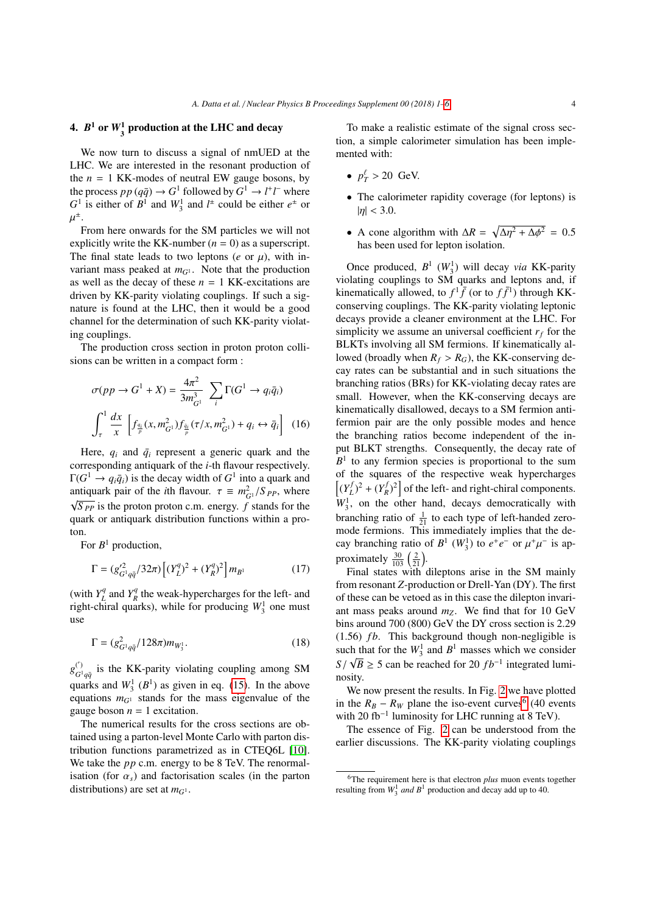## 4. $B^1$ or $W_3^1$ production at the LHC and decay

We now turn to discuss a signal of nmUED at the LHC. We are interested in the resonant production of the $n = 1$ KK-modes of neutral EW gauge bosons, by the process $pp\,(q\bar{q}) \to G^1$ followed by $G^1 \to l^+l^-$ where $G^1$ is either of $B^1$ and $W_3^1$ and $l^\pm$ could be either $e^\pm$ or $\mu^\pm$.

From here onwards for the SM particles we will not explicitly write the KK-number ($n = 0$) as a superscript. The final state leads to two leptons ($e$ or $\mu$), with invariant mass peaked at $m_{G^1}$. Note that the production as well as the decay of these $n = 1$ KK-excitations are driven by KK-parity violating couplings. If such a signature is found at the LHC, then it would be a good channel for the determination of such KK-parity violating couplings.

The production cross section in proton proton collisions can be written in a compact form :

$$
\sigma(pp \to G^1 + X) = \frac{4\pi^2}{3m_{G^1}^3} \sum_i \Gamma(G^1 \to q_i\bar{q}_i)
$$
$$
\int_\tau^1 \frac{dx}{x} \left[ f_{\frac{q_i}{p}}(x, m_{G^1}^2) f_{\frac{\bar{q}_i}{p}}(\tau/x, m_{G^1}^2) + q_i \leftrightarrow \bar{q}_i \right] \quad (16)
$$

Here, $q_i$ and $\bar{q}_i$ represent a generic quark and the corresponding antiquark of the $i$-th flavour respectively. $\Gamma(G^1 \to q_i\bar{q}_i)$ is the decay width of $G^1$ into a quark and antiquark pair of the $i$th flavour. $\tau \equiv m_{G^1}^2/S_{PP}$, where $\sqrt{S_{PP}}$ is the proton proton c.m. energy. $f$ stands for the quark or antiquark distribution functions within a proton.

For $B^1$ production,

$$
\Gamma = (g'^2_{G^1 q\bar{q}}/32\pi)\left[(Y_L^q)^2 + (Y_R^q)^2\right] m_{B^1} \quad (17)
$$

(with $Y_L^q$ and $Y_R^q$ the weak-hypercharges for the left- and right-chiral quarks), while for producing $W_3^1$ one must use

$$
\Gamma = (g^2_{G^1 q\bar{q}}/128\pi) m_{W_3^1}. \quad (18)
$$

$g^{(\prime)}_{G^1 q\bar{q}}$ is the KK-parity violating coupling among SM quarks and $W_3^1$ ($B^1$) as given in eq. (15). In the above equations $m_{G^1}$ stands for the mass eigenvalue of the gauge boson $n = 1$ excitation.

The numerical results for the cross sections are obtained using a parton-level Monte Carlo with parton distribution functions parametrized as in CTEQ6L [10]. We take the $pp$ c.m. energy to be 8 TeV. The renormalisation (for $\alpha_s$) and factorisation scales (in the parton distributions) are set at $m_{G^1}$.

To make a realistic estimate of the signal cross section, a simple calorimeter simulation has been implemented with:

- $p_T^\ell > 20$ GeV.
- The calorimeter rapidity coverage (for leptons) is $|\eta| < 3.0$.
- A cone algorithm with $\Delta R = \sqrt{\Delta\eta^2 + \Delta\phi^2} = 0.5$ has been used for lepton isolation.

Once produced, $B^1$ ($W_3^1$) will decay *via* KK-parity violating couplings to SM quarks and leptons and, if kinematically allowed, to $f^1\bar{f}$ (or to $f\bar{f}^1$) through KK-conserving couplings. The KK-parity violating leptonic decays provide a cleaner environment at the LHC. For simplicity we assume an universal coefficient $r_f$ for the BLKTs involving all SM fermions. If kinematically allowed (broadly when $R_f > R_G$), the KK-conserving decay rates can be substantial and in such situations the branching ratios (BRs) for KK-violating decay rates are small. However, when the KK-conserving decays are kinematically disallowed, decays to a SM fermion antifermion pair are the only possible modes and hence the branching ratios become independent of the input BLKT strengths. Consequently, the decay rate of $B^1$ to any fermion species is proportional to the sum of the squares of the respective weak hypercharges $\left[(Y_L^f)^2 + (Y_R^f)^2\right]$ of the left- and right-chiral components. $W_3^1$, on the other hand, decays democratically with branching ratio of $\frac{1}{21}$ to each type of left-handed zero-mode fermions. This immediately implies that the decay branching ratio of $B^1$ ($W_3^1$) to $e^+e^-$ or $\mu^+\mu^-$ is approximately $\frac{30}{103}$ $\left(\frac{2}{21}\right)$.

Final states with dileptons arise in the SM mainly from resonant $Z$-production or Drell-Yan (DY). The first of these can be vetoed as in this case the dilepton invariant mass peaks around $m_Z$. We find that for 10 GeV bins around 700 (800) GeV the DY cross section is 2.29 (1.56) $fb$. This background though non-negligible is such that for the $W_3^1$ and $B^1$ masses which we consider $S/\sqrt{B} \geq 5$ can be reached for 20 $fb^{-1}$ integrated luminosity.

We now present the results. In Fig. 2 we have plotted in the $R_B - R_W$ plane the iso-event curves[6] (40 events with 20 fb$^{-1}$ luminosity for LHC running at 8 TeV).

The essence of Fig. 2 can be understood from the earlier discussions. The KK-parity violating couplings

[6]The requirement here is that electron *plus* muon events together resulting from $W_3^1$ *and* $B^1$ production and decay add up to 40.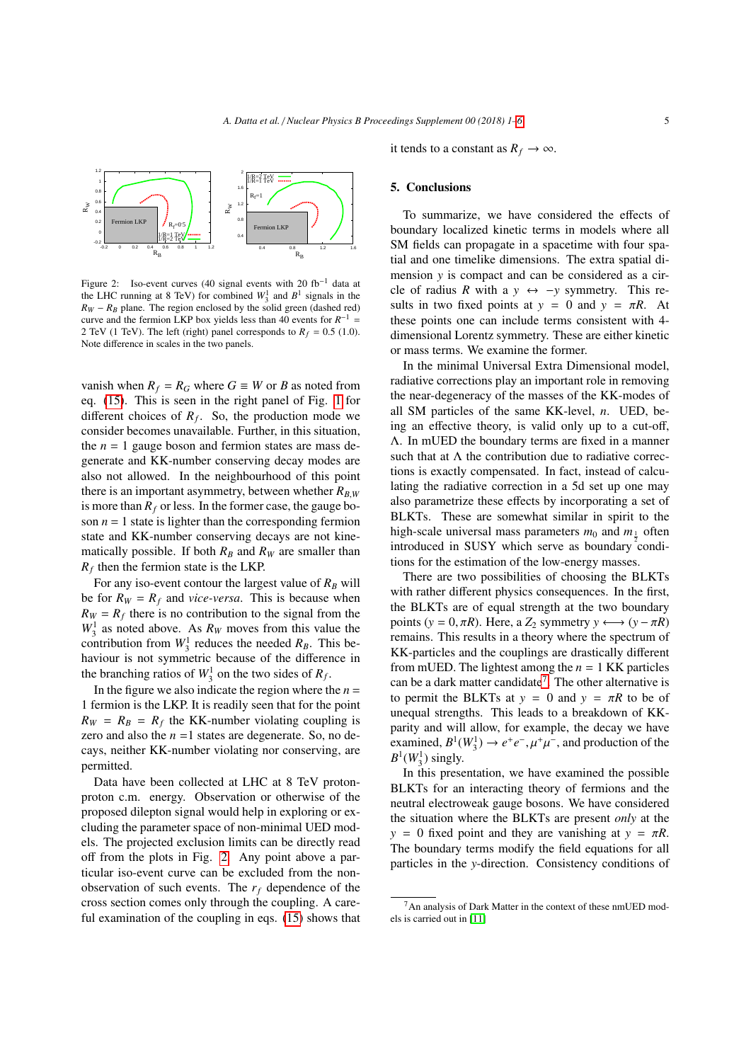Figure 2: Iso-event curves (40 signal events with 20 fb$^{-1}$ data at the LHC running at 8 TeV) for combined $W_3^1$ and $B^1$ signals in the $R_W - R_B$ plane. The region enclosed by the solid green (dashed red) curve and the fermion LKP box yields less than 40 events for $R^{-1}$ = 2 TeV (1 TeV). The left (right) panel corresponds to $R_f$ = 0.5 (1.0). Note difference in scales in the two panels.

vanish when $R_f = R_G$ where $G \equiv W$ or $B$ as noted from eq. (15). This is seen in the right panel of Fig. 1 for different choices of $R_f$. So, the production mode we consider becomes unavailable. Further, in this situation, the $n = 1$ gauge boson and fermion states are mass degenerate and KK-number conserving decay modes are also not allowed. In the neighbourhood of this point there is an important asymmetry, between whether $R_{B,W}$ is more than $R_f$ or less. In the former case, the gauge boson $n = 1$ state is lighter than the corresponding fermion state and KK-number conserving decays are not kinematically possible. If both $R_B$ and $R_W$ are smaller than $R_f$ then the fermion state is the LKP.

For any iso-event contour the largest value of $R_B$ will be for $R_W = R_f$ and *vice-versa*. This is because when $R_W = R_f$ there is no contribution to the signal from the $W_3^1$ as noted above. As $R_W$ moves from this value the contribution from $W_3^1$ reduces the needed $R_B$. This behaviour is not symmetric because of the difference in the branching ratios of $W_3^1$ on the two sides of $R_f$.

In the figure we also indicate the region where the $n = 1$ fermion is the LKP. It is readily seen that for the point $R_W = R_B = R_f$ the KK-number violating coupling is zero and also the $n$ =1 states are degenerate. So, no decays, neither KK-number violating nor conserving, are permitted.

Data have been collected at LHC at 8 TeV proton-proton c.m. energy. Observation or otherwise of the proposed dilepton signal would help in exploring or excluding the parameter space of non-minimal UED models. The projected exclusion limits can be directly read off from the plots in Fig. 2. Any point above a particular iso-event curve can be excluded from the non-observation of such events. The $r_f$ dependence of the cross section comes only through the coupling. A careful examination of the coupling in eqs. (15) shows that it tends to a constant as $R_f \to \infty$.

## 5. Conclusions

To summarize, we have considered the effects of boundary localized kinetic terms in models where all SM fields can propagate in a spacetime with four spatial and one timelike dimensions. The extra spatial dimension $y$ is compact and can be considered as a circle of radius $R$ with a $y \leftrightarrow -y$ symmetry. This results in two fixed points at $y = 0$ and $y = \pi R$. At these points one can include terms consistent with 4-dimensional Lorentz symmetry. These are either kinetic or mass terms. We examine the former.

In the minimal Universal Extra Dimensional model, radiative corrections play an important role in removing the near-degeneracy of the masses of the KK-modes of all SM particles of the same KK-level, $n$. UED, being an effective theory, is valid only up to a cut-off, $\Lambda$. In mUED the boundary terms are fixed in a manner such that at $\Lambda$ the contribution due to radiative corrections is exactly compensated. In fact, instead of calculating the radiative correction in a 5d set up one may also parametrize these effects by incorporating a set of BLKTs. These are somewhat similar in spirit to the high-scale universal mass parameters $m_0$ and $m_{\frac{1}{2}}$ often introduced in SUSY which serve as boundary conditions for the estimation of the low-energy masses.

There are two possibilities of choosing the BLKTs with rather different physics consequences. In the first, the BLKTs are of equal strength at the two boundary points ($y = 0, \pi R$). Here, a $Z_2$ symmetry $y \longleftrightarrow (y - \pi R)$ remains. This results in a theory where the spectrum of KK-particles and the couplings are drastically different from mUED. The lightest among the $n = 1$ KK particles can be a dark matter candidate[7]. The other alternative is to permit the BLKTs at $y = 0$ and $y = \pi R$ to be of unequal strengths. This leads to a breakdown of KK-parity and will allow, for example, the decay we have examined, $B^1(W_3^1) \to e^+e^-, \mu^+\mu^-$, and production of the $B^1(W_3^1)$ singly.

In this presentation, we have examined the possible BLKTs for an interacting theory of fermions and the neutral electroweak gauge bosons. We have considered the situation where the BLKTs are present *only* at the $y = 0$ fixed point and they are vanishing at $y = \pi R$. The boundary terms modify the field equations for all particles in the $y$-direction. Consistency conditions of

[7]An analysis of Dark Matter in the context of these nmUED models is carried out in [11].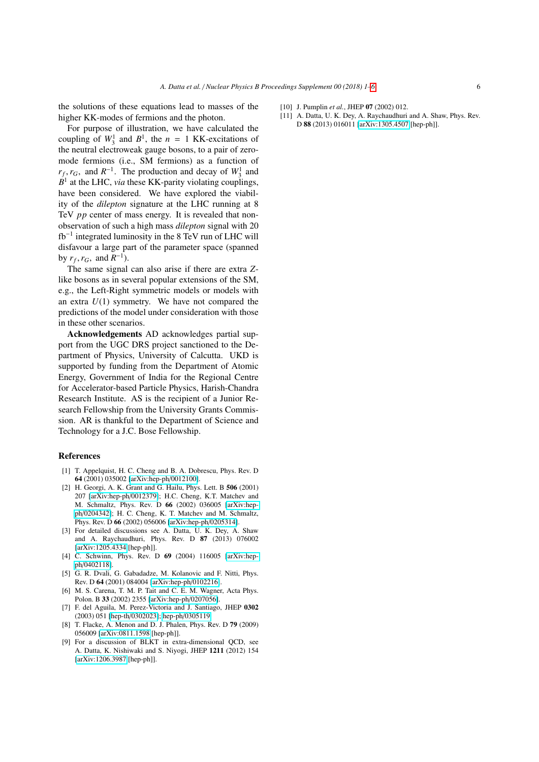the solutions of these equations lead to masses of the higher KK-modes of fermions and the photon.

For purpose of illustration, we have calculated the coupling of $W_3^1$ and $B^1$, the $n = 1$ KK-excitations of the neutral electroweak gauge bosons, to a pair of zero-mode fermions (i.e., SM fermions) as a function of $r_f, r_G$, and $R^{-1}$. The production and decay of $W_3^1$ and $B^1$ at the LHC, *via* these KK-parity violating couplings, have been considered. We have explored the viability of the *dilepton* signature at the LHC running at 8 TeV *pp* center of mass energy. It is revealed that non-observation of such a high mass *dilepton* signal with 20 $\text{fb}^{-1}$ integrated luminosity in the 8 TeV run of LHC will disfavour a large part of the parameter space (spanned by $r_f, r_G$, and $R^{-1}$).

The same signal can also arise if there are extra $Z$-like bosons as in several popular extensions of the SM, e.g., the Left-Right symmetric models or models with an extra $U(1)$ symmetry. We have not compared the predictions of the model under consideration with those in these other scenarios.

**Acknowledgements** AD acknowledges partial support from the UGC DRS project sanctioned to the Department of Physics, University of Calcutta. UKD is supported by funding from the Department of Atomic Energy, Government of India for the Regional Centre for Accelerator-based Particle Physics, Harish-Chandra Research Institute. AS is the recipient of a Junior Research Fellowship from the University Grants Commission. AR is thankful to the Department of Science and Technology for a J.C. Bose Fellowship.

## References

[1] T. Appelquist, H. C. Cheng and B. A. Dobrescu, Phys. Rev. D **64** (2001) 035002 [arXiv:hep-ph/0012100].

[2] H. Georgi, A. K. Grant and G. Hailu, Phys. Lett. B **506** (2001) 207 [arXiv:hep-ph/0012379]; H.C. Cheng, K.T. Matchev and M. Schmaltz, Phys. Rev. D **66** (2002) 036005 [arXiv:hep-ph/0204342]; H. C. Cheng, K. T. Matchev and M. Schmaltz, Phys. Rev. D **66** (2002) 056006 [arXiv:hep-ph/0205314].

[3] For detailed discussions see A. Datta, U. K. Dey, A. Shaw and A. Raychaudhuri, Phys. Rev. D **87** (2013) 076002 [arXiv:1205.4334 [hep-ph]].

[4] C. Schwinn, Phys. Rev. D **69** (2004) 116005 [arXiv:hep-ph/0402118].

[5] G. R. Dvali, G. Gabadadze, M. Kolanovic and F. Nitti, Phys. Rev. D **64** (2001) 084004 [arXiv:hep-ph/0102216].

[6] M. S. Carena, T. M. P. Tait and C. E. M. Wagner, Acta Phys. Polon. B **33** (2002) 2355 [arXiv:hep-ph/0207056].

[7] F. del Aguila, M. Perez-Victoria and J. Santiago, JHEP **0302** (2003) 051 [hep-th/0302023]; hep-ph/0305119.

[8] T. Flacke, A. Menon and D. J. Phalen, Phys. Rev. D **79** (2009) 056009 [arXiv:0811.1598 [hep-ph]].

[9] For a discussion of BLKT in extra-dimensional QCD, see A. Datta, K. Nishiwaki and S. Niyogi, JHEP **1211** (2012) 154 [arXiv:1206.3987 [hep-ph]].

[10] J. Pumplin *et al.*, JHEP **07** (2002) 012.

[11] A. Datta, U. K. Dey, A. Raychaudhuri and A. Shaw, Phys. Rev. D **88** (2013) 016011 [arXiv:1305.4507 [hep-ph]].